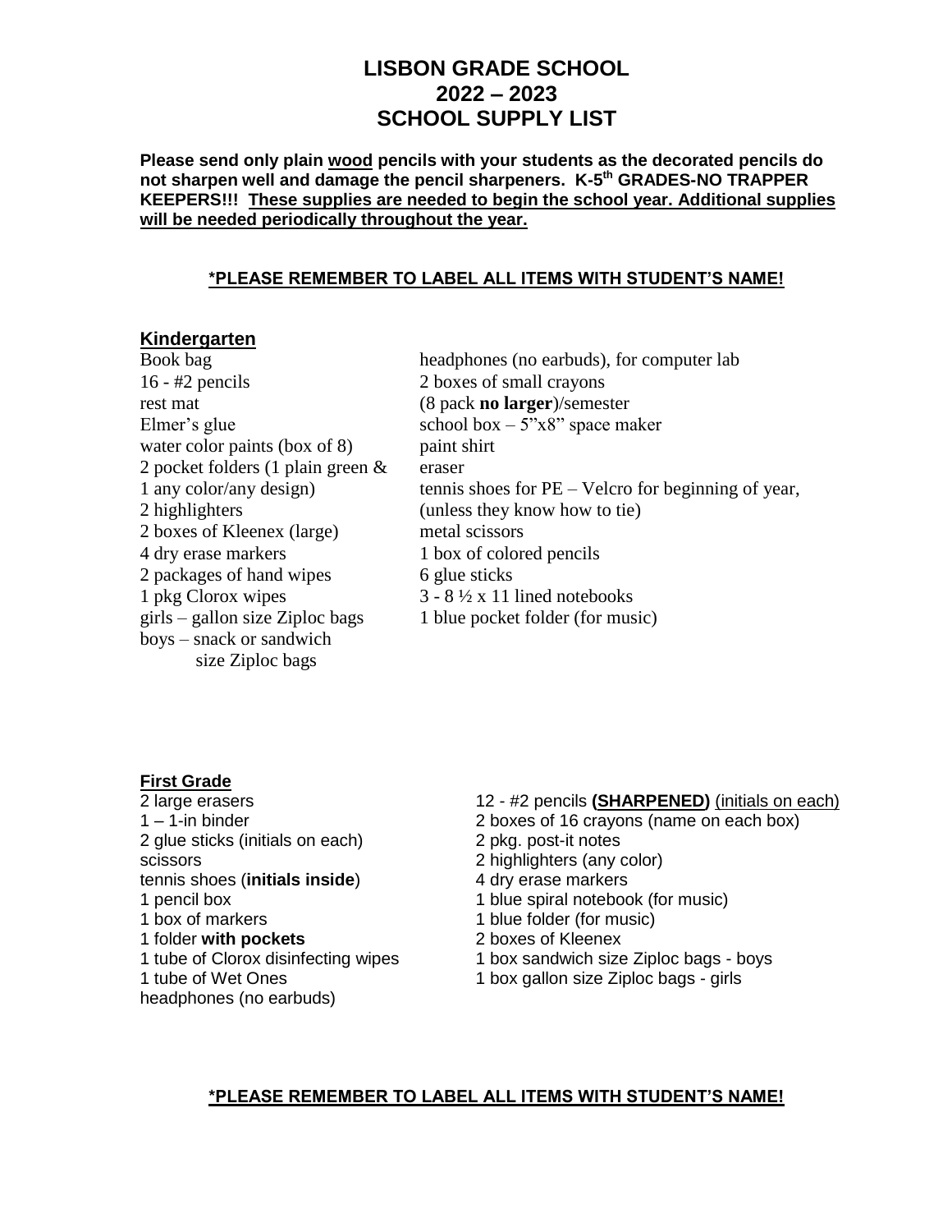# LISBON GRADE SCHOOL
# 2022 – 2023
# SCHOOL SUPPLY LIST

**Please send only plain <u>wood</u> pencils with your students as the decorated pencils do not sharpen well and damage the pencil sharpeners. K-5th GRADES-NO TRAPPER KEEPERS!!! <u>These supplies are needed to begin the school year. Additional supplies will be needed periodically throughout the year.</u>**

**<u>*PLEASE REMEMBER TO LABEL ALL ITEMS WITH STUDENT'S NAME!</u>**

## <u>Kindergarten</u>

- Book bag
- 16 - #2 pencils
- rest mat
- Elmer's glue
- water color paints (box of 8)
- 2 pocket folders (1 plain green & 1 any color/any design)
- 2 highlighters
- 2 boxes of Kleenex (large)
- 4 dry erase markers
- 2 packages of hand wipes
- 1 pkg Clorox wipes
- girls – gallon size Ziploc bags
- boys – snack or sandwich size Ziploc bags
- headphones (no earbuds), for computer lab
- 2 boxes of small crayons (8 pack **no larger**)/semester
- school box – 5"x8" space maker
- paint shirt
- eraser
- tennis shoes for PE – Velcro for beginning of year, (unless they know how to tie)
- metal scissors
- 1 box of colored pencils
- 6 glue sticks
- 3 - 8 ½ x 11 lined notebooks
- 1 blue pocket folder (for music)

## <u>First Grade</u>

- 2 large erasers
- 1 – 1-in binder
- 2 glue sticks (initials on each)
- scissors
- tennis shoes (**initials inside**)
- 1 pencil box
- 1 box of markers
- 1 folder **with pockets**
- 1 tube of Clorox disinfecting wipes
- 1 tube of Wet Ones
- headphones (no earbuds)
- 12 - #2 pencils **<u>(SHARPENED)</u>** <u>(initials on each)</u>
- 2 boxes of 16 crayons (name on each box)
- 2 pkg. post-it notes
- 2 highlighters (any color)
- 4 dry erase markers
- 1 blue spiral notebook (for music)
- 1 blue folder (for music)
- 2 boxes of Kleenex
- 1 box sandwich size Ziploc bags - boys
- 1 box gallon size Ziploc bags - girls

**<u>*PLEASE REMEMBER TO LABEL ALL ITEMS WITH STUDENT'S NAME!</u>**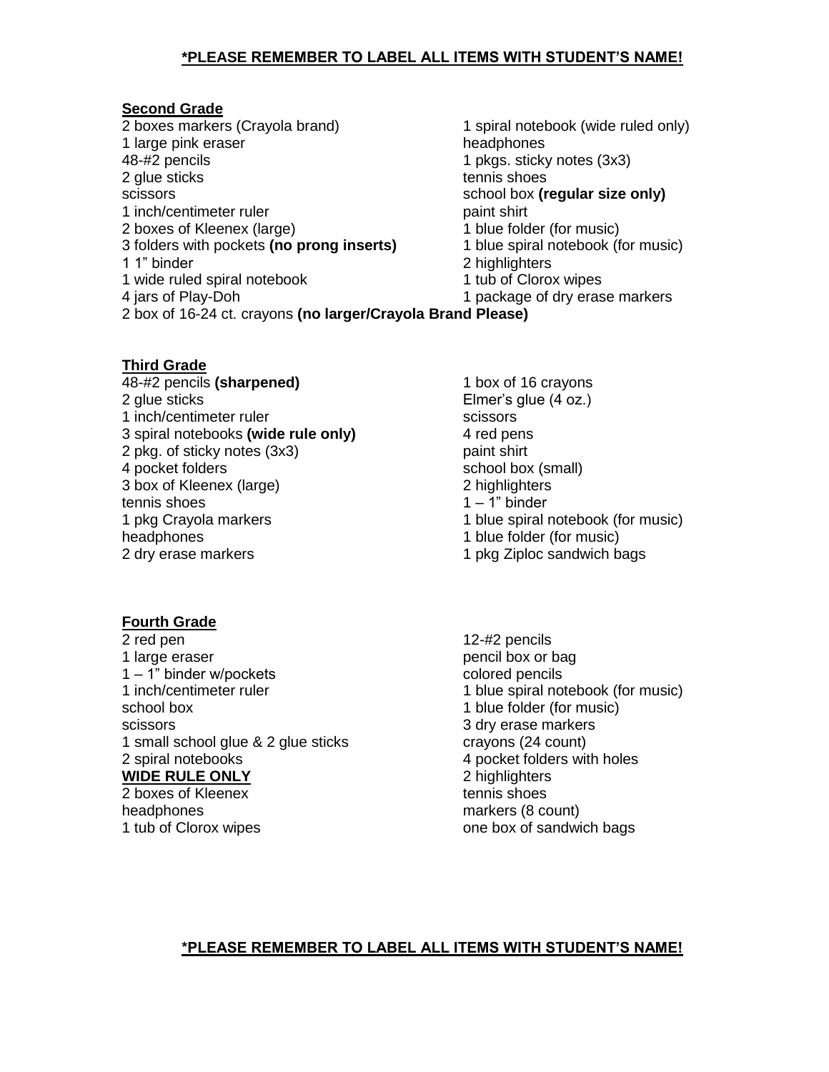**\*PLEASE REMEMBER TO LABEL ALL ITEMS WITH STUDENT'S NAME!**

## Second Grade

- 2 boxes markers (Crayola brand)
- 1 large pink eraser
- 48-#2 pencils
- 2 glue sticks
- scissors
- 1 inch/centimeter ruler
- 2 boxes of Kleenex (large)
- 3 folders with pockets **(no prong inserts)**
- 1 1" binder
- 1 wide ruled spiral notebook
- 4 jars of Play-Doh
- 1 spiral notebook (wide ruled only)
- headphones
- 1 pkgs. sticky notes (3x3)
- tennis shoes
- school box **(regular size only)**
- paint shirt
- 1 blue folder (for music)
- 1 blue spiral notebook (for music)
- 2 highlighters
- 1 tub of Clorox wipes
- 1 package of dry erase markers
- 2 box of 16-24 ct. crayons **(no larger/Crayola Brand Please)**

## Third Grade

- 48-#2 pencils **(sharpened)**
- 2 glue sticks
- 1 inch/centimeter ruler
- 3 spiral notebooks **(wide rule only)**
- 2 pkg. of sticky notes (3x3)
- 4 pocket folders
- 3 box of Kleenex (large)
- tennis shoes
- 1 pkg Crayola markers
- headphones
- 2 dry erase markers
- 1 box of 16 crayons
- Elmer's glue (4 oz.)
- scissors
- 4 red pens
- paint shirt
- school box (small)
- 2 highlighters
- 1 – 1" binder
- 1 blue spiral notebook (for music)
- 1 blue folder (for music)
- 1 pkg Ziploc sandwich bags

## Fourth Grade

- 2 red pen
- 1 large eraser
- 1 – 1" binder w/pockets
- 1 inch/centimeter ruler
- school box
- scissors
- 1 small school glue & 2 glue sticks
- 2 spiral notebooks **WIDE RULE ONLY**
- 2 boxes of Kleenex
- headphones
- 1 tub of Clorox wipes
- 12-#2 pencils
- pencil box or bag
- colored pencils
- 1 blue spiral notebook (for music)
- 1 blue folder (for music)
- 3 dry erase markers
- crayons (24 count)
- 4 pocket folders with holes
- 2 highlighters
- tennis shoes
- markers (8 count)
- one box of sandwich bags

**\*PLEASE REMEMBER TO LABEL ALL ITEMS WITH STUDENT'S NAME!**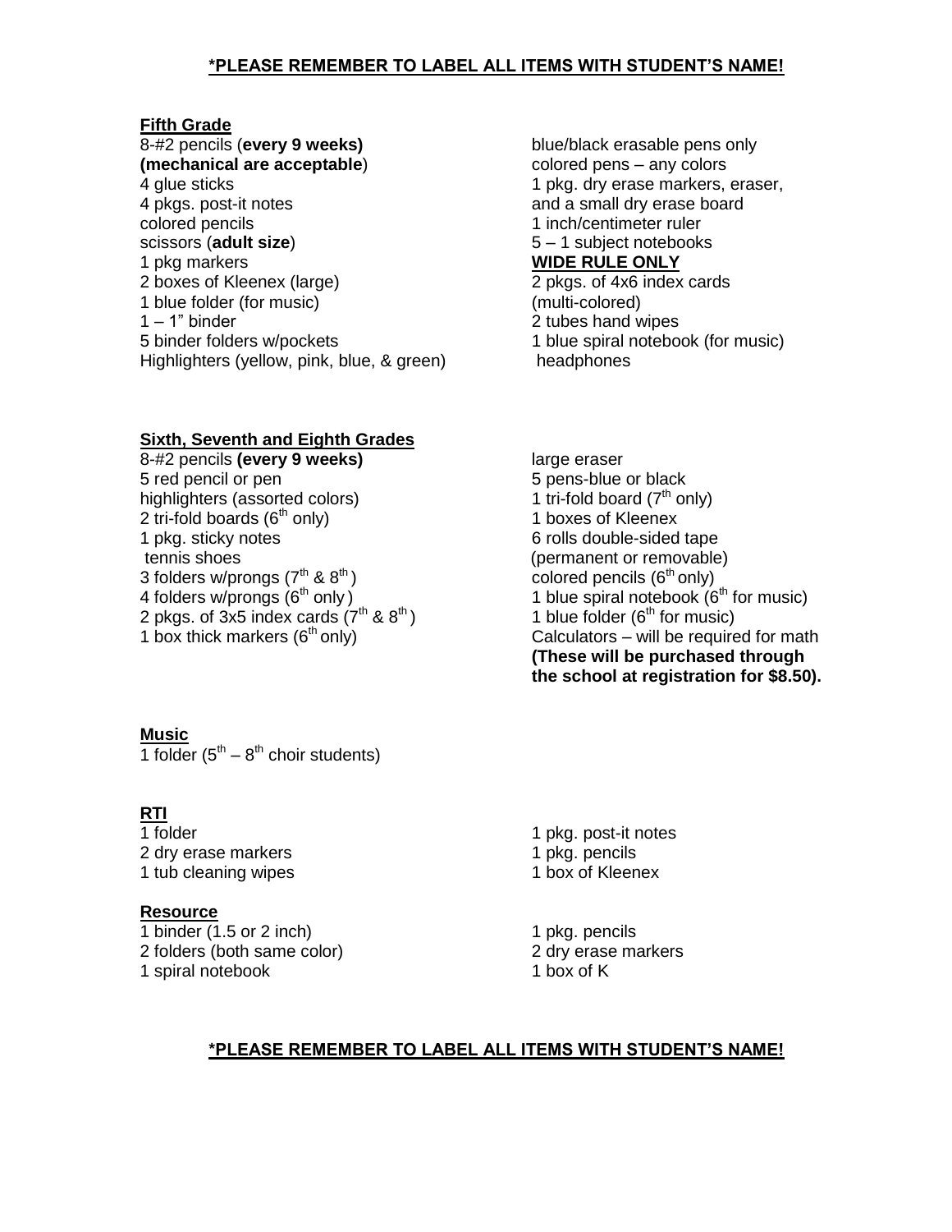**\*PLEASE REMEMBER TO LABEL ALL ITEMS WITH STUDENT'S NAME!**

## Fifth Grade

- 8-#2 pencils (**every 9 weeks)** **(mechanical are acceptable**)
- 4 glue sticks
- 4 pkgs. post-it notes
- colored pencils
- scissors (**adult size**)
- 1 pkg markers
- 2 boxes of Kleenex (large)
- 1 blue folder (for music)
- 1 – 1" binder
- 5 binder folders w/pockets
- Highlighters (yellow, pink, blue, & green)
- blue/black erasable pens only
- colored pens – any colors
- 1 pkg. dry erase markers, eraser, and a small dry erase board
- 1 inch/centimeter ruler
- 5 – 1 subject notebooks **WIDE RULE ONLY**
- 2 pkgs. of 4x6 index cards (multi-colored)
- 2 tubes hand wipes
- 1 blue spiral notebook (for music)
- headphones

## Sixth, Seventh and Eighth Grades

- 8-#2 pencils **(every 9 weeks)**
- 5 red pencil or pen
- highlighters (assorted colors)
- 2 tri-fold boards (6th only)
- 1 pkg. sticky notes
- tennis shoes
- 3 folders w/prongs (7th & 8th)
- 4 folders w/prongs (6th only)
- 2 pkgs. of 3x5 index cards (7th & 8th)
- 1 box thick markers (6th only)
- large eraser
- 5 pens-blue or black
- 1 tri-fold board (7th only)
- 1 boxes of Kleenex
- 6 rolls double-sided tape (permanent or removable)
- colored pencils (6th only)
- 1 blue spiral notebook (6th for music)
- 1 blue folder (6th for music)
- Calculators – will be required for math **(These will be purchased through the school at registration for $8.50).**

## Music

- 1 folder (5th – 8th choir students)

## RTI

- 1 folder
- 2 dry erase markers
- 1 tub cleaning wipes
- 1 pkg. post-it notes
- 1 pkg. pencils
- 1 box of Kleenex

## Resource

- 1 binder (1.5 or 2 inch)
- 2 folders (both same color)
- 1 spiral notebook
- 1 pkg. pencils
- 2 dry erase markers
- 1 box of K

**\*PLEASE REMEMBER TO LABEL ALL ITEMS WITH STUDENT'S NAME!**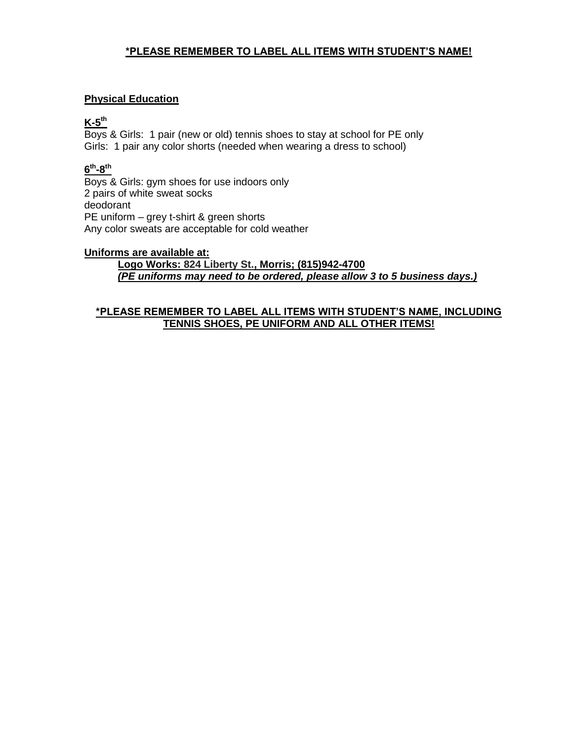**\*PLEASE REMEMBER TO LABEL ALL ITEMS WITH STUDENT'S NAME!**

## Physical Education

### K-5th

Boys & Girls: 1 pair (new or old) tennis shoes to stay at school for PE only
Girls: 1 pair any color shorts (needed when wearing a dress to school)

### 6th-8th

Boys & Girls: gym shoes for use indoors only
2 pairs of white sweat socks
deodorant
PE uniform – grey t-shirt & green shorts
Any color sweats are acceptable for cold weather

**Uniforms are available at:**

**Logo Works: 824 Liberty St., Morris; (815)942-4700**
***(PE uniforms may need to be ordered, please allow 3 to 5 business days.)***

**\*PLEASE REMEMBER TO LABEL ALL ITEMS WITH STUDENT'S NAME, INCLUDING TENNIS SHOES, PE UNIFORM AND ALL OTHER ITEMS!**